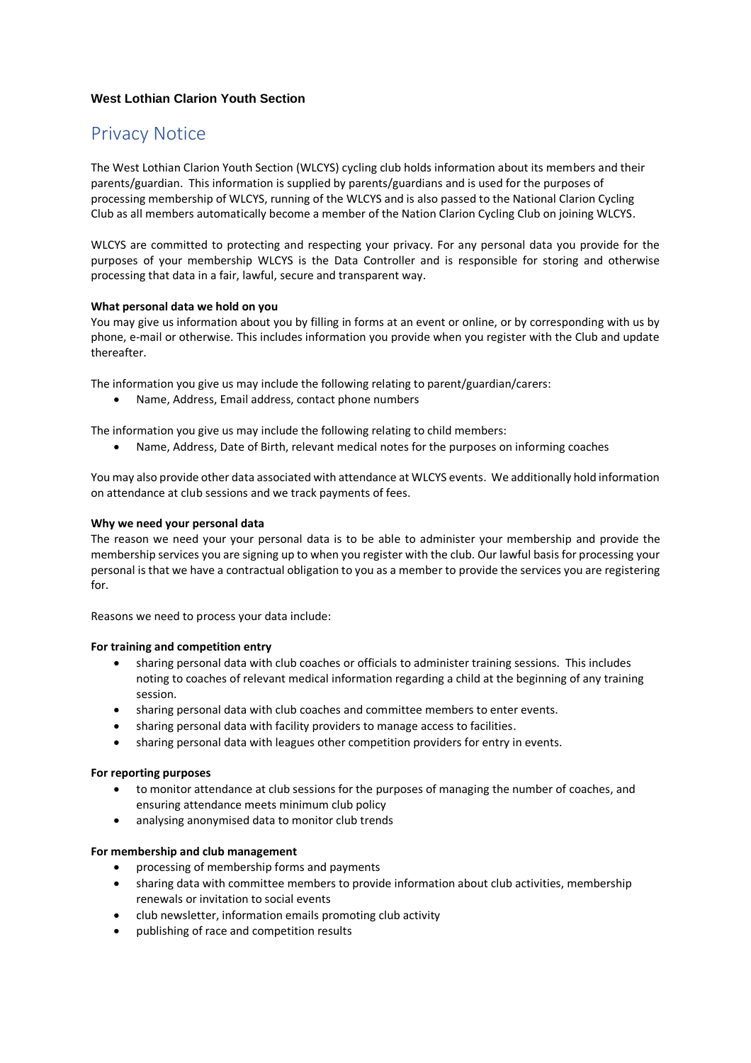**West Lothian Clarion Youth Section**

# Privacy Notice

The West Lothian Clarion Youth Section (WLCYS) cycling club holds information about its members and their parents/guardian. This information is supplied by parents/guardians and is used for the purposes of processing membership of WLCYS, running of the WLCYS and is also passed to the National Clarion Cycling Club as all members automatically become a member of the Nation Clarion Cycling Club on joining WLCYS.

WLCYS are committed to protecting and respecting your privacy. For any personal data you provide for the purposes of your membership WLCYS is the Data Controller and is responsible for storing and otherwise processing that data in a fair, lawful, secure and transparent way.

**What personal data we hold on you**

You may give us information about you by filling in forms at an event or online, or by corresponding with us by phone, e-mail or otherwise. This includes information you provide when you register with the Club and update thereafter.

The information you give us may include the following relating to parent/guardian/carers:

- Name, Address, Email address, contact phone numbers

The information you give us may include the following relating to child members:

- Name, Address, Date of Birth, relevant medical notes for the purposes on informing coaches

You may also provide other data associated with attendance at WLCYS events. We additionally hold information on attendance at club sessions and we track payments of fees.

**Why we need your personal data**

The reason we need your your personal data is to be able to administer your membership and provide the membership services you are signing up to when you register with the club. Our lawful basis for processing your personal is that we have a contractual obligation to you as a member to provide the services you are registering for.

Reasons we need to process your data include:

**For training and competition entry**

- sharing personal data with club coaches or officials to administer training sessions. This includes noting to coaches of relevant medical information regarding a child at the beginning of any training session.
- sharing personal data with club coaches and committee members to enter events.
- sharing personal data with facility providers to manage access to facilities.
- sharing personal data with leagues other competition providers for entry in events.

**For reporting purposes**

- to monitor attendance at club sessions for the purposes of managing the number of coaches, and ensuring attendance meets minimum club policy
- analysing anonymised data to monitor club trends

**For membership and club management**

- processing of membership forms and payments
- sharing data with committee members to provide information about club activities, membership renewals or invitation to social events
- club newsletter, information emails promoting club activity
- publishing of race and competition results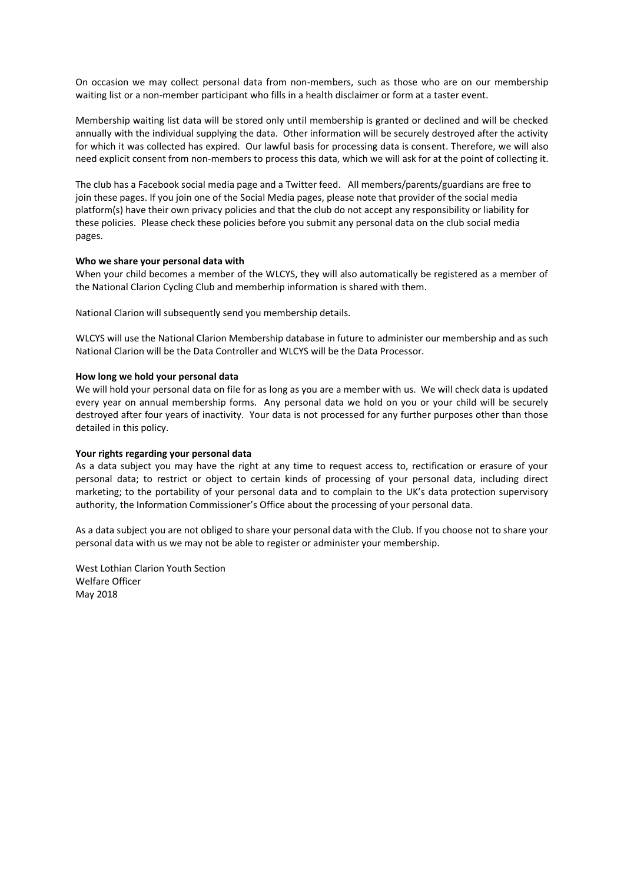On occasion we may collect personal data from non-members, such as those who are on our membership waiting list or a non-member participant who fills in a health disclaimer or form at a taster event.

Membership waiting list data will be stored only until membership is granted or declined and will be checked annually with the individual supplying the data. Other information will be securely destroyed after the activity for which it was collected has expired. Our lawful basis for processing data is consent. Therefore, we will also need explicit consent from non-members to process this data, which we will ask for at the point of collecting it.

The club has a Facebook social media page and a Twitter feed. All members/parents/guardians are free to join these pages. If you join one of the Social Media pages, please note that provider of the social media platform(s) have their own privacy policies and that the club do not accept any responsibility or liability for these policies. Please check these policies before you submit any personal data on the club social media pages.

**Who we share your personal data with**

When your child becomes a member of the WLCYS, they will also automatically be registered as a member of the National Clarion Cycling Club and memberhip information is shared with them.

National Clarion will subsequently send you membership details.

WLCYS will use the National Clarion Membership database in future to administer our membership and as such National Clarion will be the Data Controller and WLCYS will be the Data Processor.

**How long we hold your personal data**

We will hold your personal data on file for as long as you are a member with us. We will check data is updated every year on annual membership forms. Any personal data we hold on you or your child will be securely destroyed after four years of inactivity. Your data is not processed for any further purposes other than those detailed in this policy.

**Your rights regarding your personal data**

As a data subject you may have the right at any time to request access to, rectification or erasure of your personal data; to restrict or object to certain kinds of processing of your personal data, including direct marketing; to the portability of your personal data and to complain to the UK's data protection supervisory authority, the Information Commissioner's Office about the processing of your personal data.

As a data subject you are not obliged to share your personal data with the Club. If you choose not to share your personal data with us we may not be able to register or administer your membership.

West Lothian Clarion Youth Section
Welfare Officer
May 2018